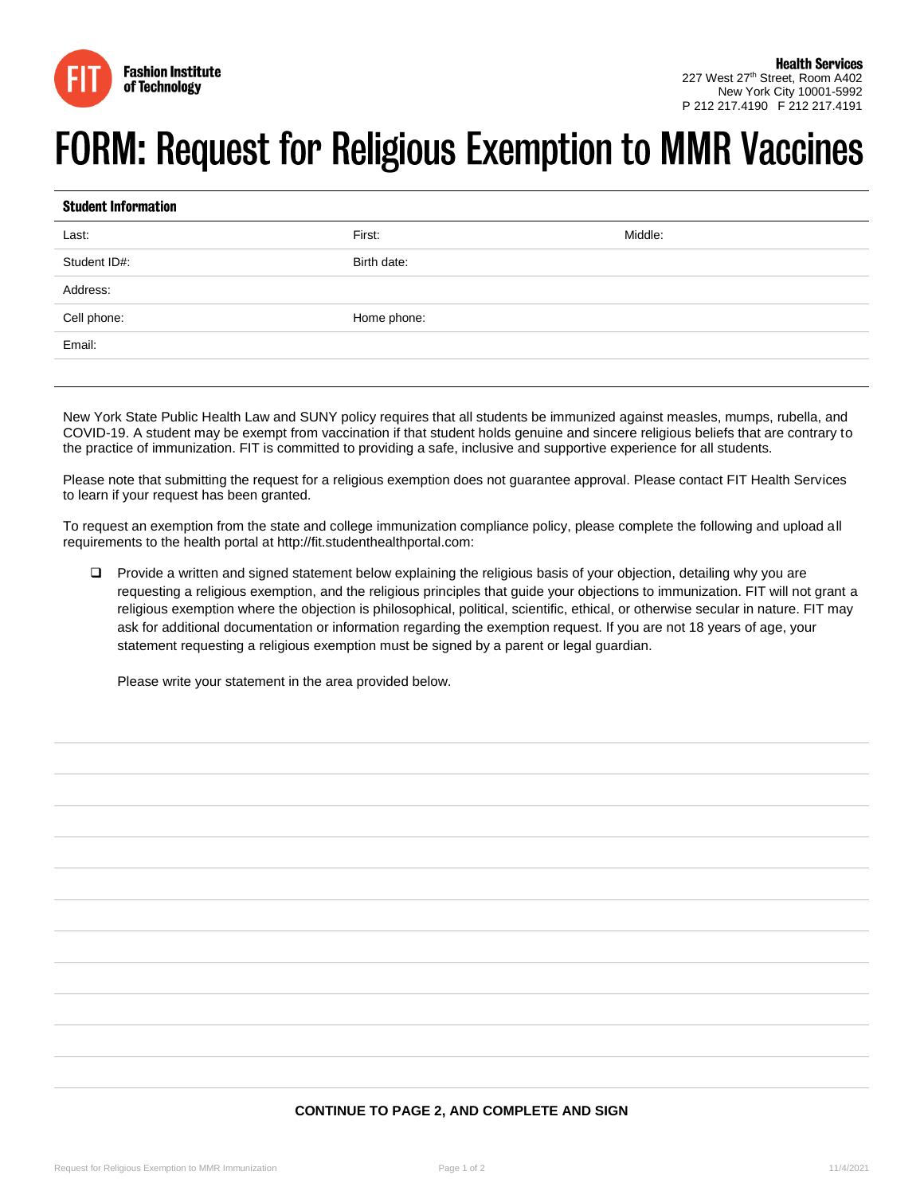Fashion Institute of Technology

**Health Services**
227 West 27th Street, Room A402
New York City 10001-5992
P 212 217.4190 F 212 217.4191

# FORM: Request for Religious Exemption to MMR Vaccines

## Student Information

| Last: | First: | Middle: |
|---|---|---|
| Student ID#: | Birth date: | |
| Address: | | |
| Cell phone: | Home phone: | |
| Email: | | |

New York State Public Health Law and SUNY policy requires that all students be immunized against measles, mumps, rubella, and COVID-19. A student may be exempt from vaccination if that student holds genuine and sincere religious beliefs that are contrary to the practice of immunization. FIT is committed to providing a safe, inclusive and supportive experience for all students.

Please note that submitting the request for a religious exemption does not guarantee approval. Please contact FIT Health Services to learn if your request has been granted.

To request an exemption from the state and college immunization compliance policy, please complete the following and upload all requirements to the health portal at http://fit.studenthealthportal.com:

- ❑ Provide a written and signed statement below explaining the religious basis of your objection, detailing why you are requesting a religious exemption, and the religious principles that guide your objections to immunization. FIT will not grant a religious exemption where the objection is philosophical, political, scientific, ethical, or otherwise secular in nature. FIT may ask for additional documentation or information regarding the exemption request. If you are not 18 years of age, your statement requesting a religious exemption must be signed by a parent or legal guardian.

  Please write your statement in the area provided below.

**CONTINUE TO PAGE 2, AND COMPLETE AND SIGN**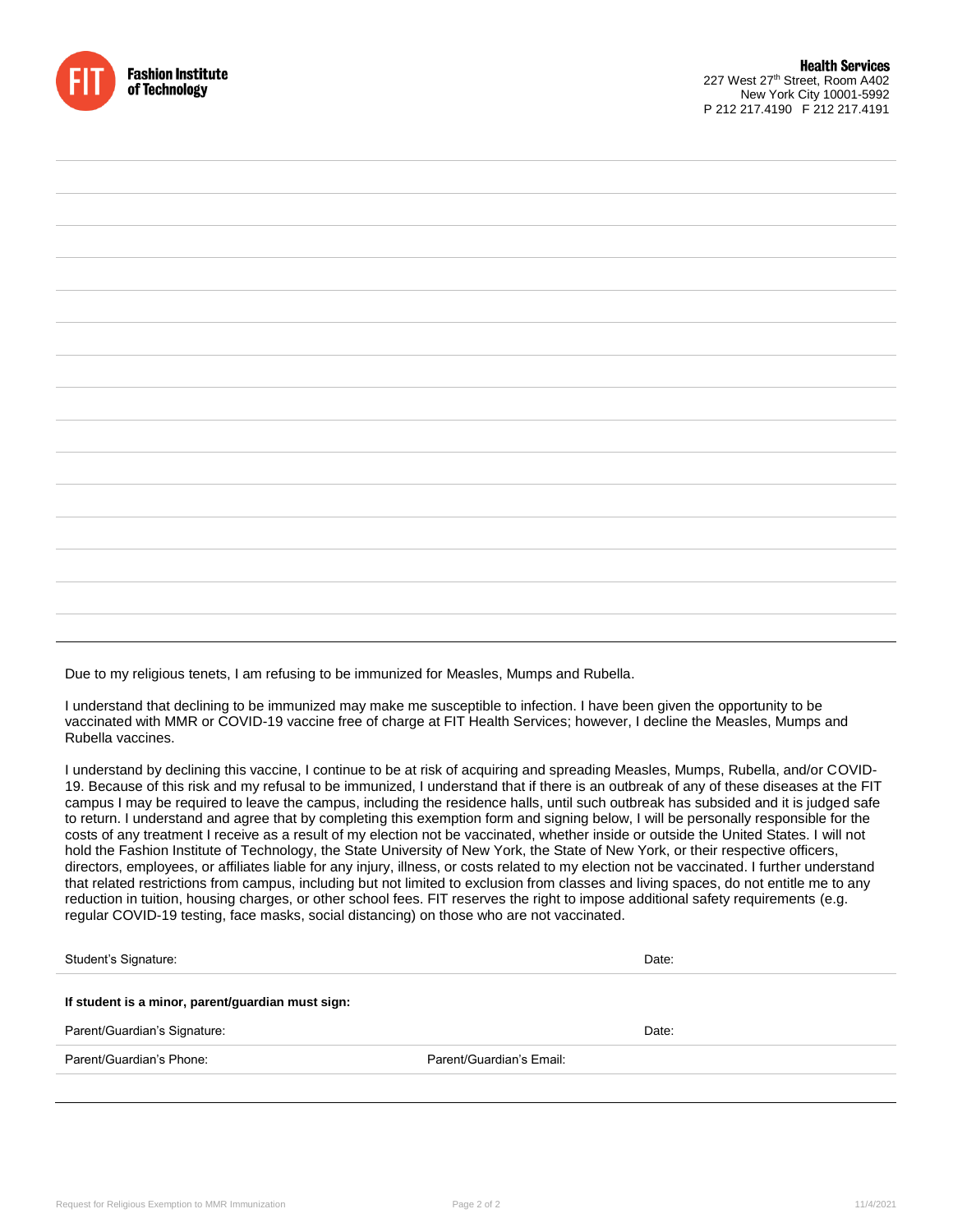**Fashion Institute of Technology**

**Health Services**
227 West 27th Street, Room A402
New York City 10001-5992
P 212 217.4190 F 212 217.4191

Due to my religious tenets, I am refusing to be immunized for Measles, Mumps and Rubella.

I understand that declining to be immunized may make me susceptible to infection. I have been given the opportunity to be vaccinated with MMR or COVID-19 vaccine free of charge at FIT Health Services; however, I decline the Measles, Mumps and Rubella vaccines.

I understand by declining this vaccine, I continue to be at risk of acquiring and spreading Measles, Mumps, Rubella, and/or COVID-19. Because of this risk and my refusal to be immunized, I understand that if there is an outbreak of any of these diseases at the FIT campus I may be required to leave the campus, including the residence halls, until such outbreak has subsided and it is judged safe to return. I understand and agree that by completing this exemption form and signing below, I will be personally responsible for the costs of any treatment I receive as a result of my election not be vaccinated, whether inside or outside the United States. I will not hold the Fashion Institute of Technology, the State University of New York, the State of New York, or their respective officers, directors, employees, or affiliates liable for any injury, illness, or costs related to my election not be vaccinated. I further understand that related restrictions from campus, including but not limited to exclusion from classes and living spaces, do not entitle me to any reduction in tuition, housing charges, or other school fees. FIT reserves the right to impose additional safety requirements (e.g. regular COVID-19 testing, face masks, social distancing) on those who are not vaccinated.

Student's Signature: Date:

**If student is a minor, parent/guardian must sign:**

Parent/Guardian's Signature: Date:

Parent/Guardian's Phone: Parent/Guardian's Email: